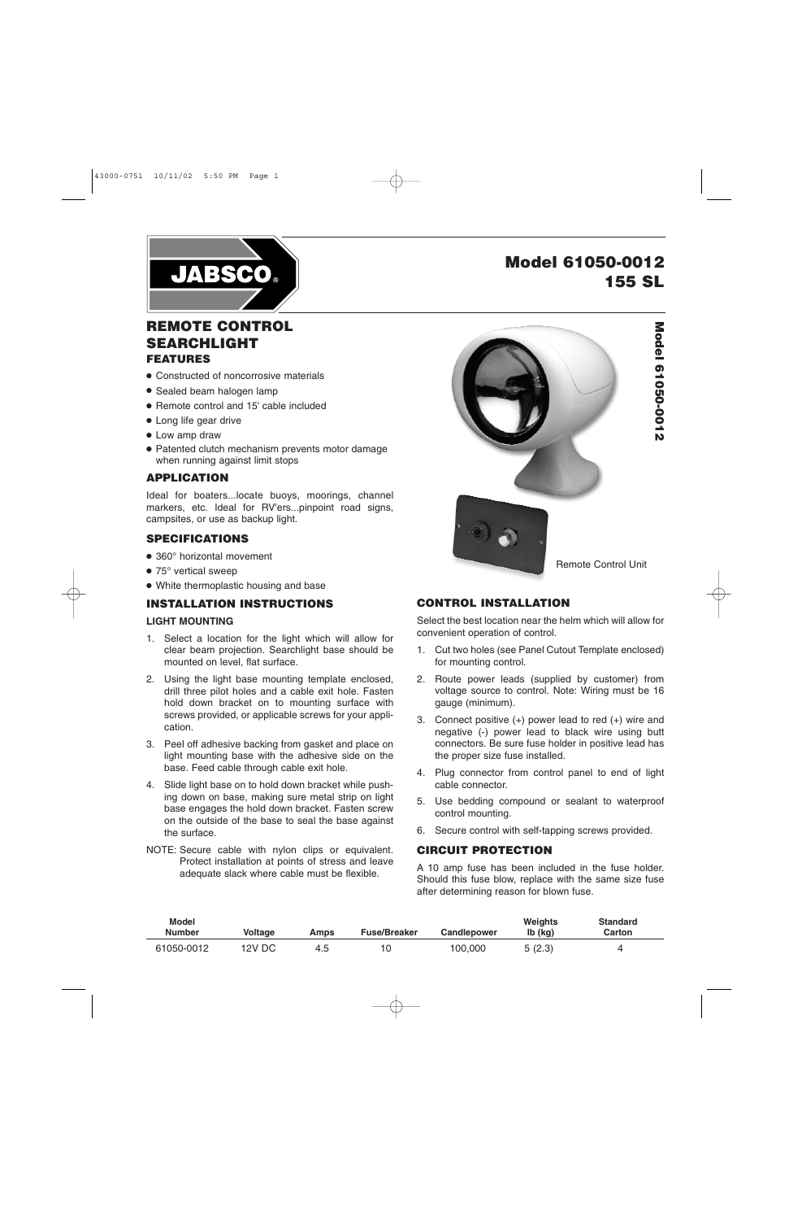# Model 61050-0012
# 155 SL

## REMOTE CONTROL SEARCHLIGHT

### FEATURES

- Constructed of noncorrosive materials
- Sealed beam halogen lamp
- Remote control and 15' cable included
- Long life gear drive
- Low amp draw
- Patented clutch mechanism prevents motor damage when running against limit stops

### APPLICATION

Ideal for boaters...locate buoys, moorings, channel markers, etc. Ideal for RV'ers...pinpoint road signs, campsites, or use as backup light.

### SPECIFICATIONS

- 360° horizontal movement
- 75° vertical sweep
- White thermoplastic housing and base

### INSTALLATION INSTRUCTIONS

**LIGHT MOUNTING**

1. Select a location for the light which will allow for clear beam projection. Searchlight base should be mounted on level, flat surface.
2. Using the light base mounting template enclosed, drill three pilot holes and a cable exit hole. Fasten hold down bracket on to mounting surface with screws provided, or applicable screws for your application.
3. Peel off adhesive backing from gasket and place on light mounting base with the adhesive side on the base. Feed cable through cable exit hole.
4. Slide light base on to hold down bracket while pushing down on base, making sure metal strip on light base engages the hold down bracket. Fasten screw on the outside of the base to seal the base against the surface.

NOTE: Secure cable with nylon clips or equivalent. Protect installation at points of stress and leave adequate slack where cable must be flexible.

Remote Control Unit

### CONTROL INSTALLATION

Select the best location near the helm which will allow for convenient operation of control.

1. Cut two holes (see Panel Cutout Template enclosed) for mounting control.
2. Route power leads (supplied by customer) from voltage source to control. Note: Wiring must be 16 gauge (minimum).
3. Connect positive (+) power lead to red (+) wire and negative (-) power lead to black wire using butt connectors. Be sure fuse holder in positive lead has the proper size fuse installed.
4. Plug connector from control panel to end of light cable connector.
5. Use bedding compound or sealant to waterproof control mounting.
6. Secure control with self-tapping screws provided.

### CIRCUIT PROTECTION

A 10 amp fuse has been included in the fuse holder. Should this fuse blow, replace with the same size fuse after determining reason for blown fuse.

| Model Number | Voltage | Amps | Fuse/Breaker | Candlepower | Weights lb (kg) | Standard Carton |
|---|---|---|---|---|---|---|
| 61050-0012 | 12V DC | 4.5 | 10 | 100,000 | 5 (2.3) | 4 |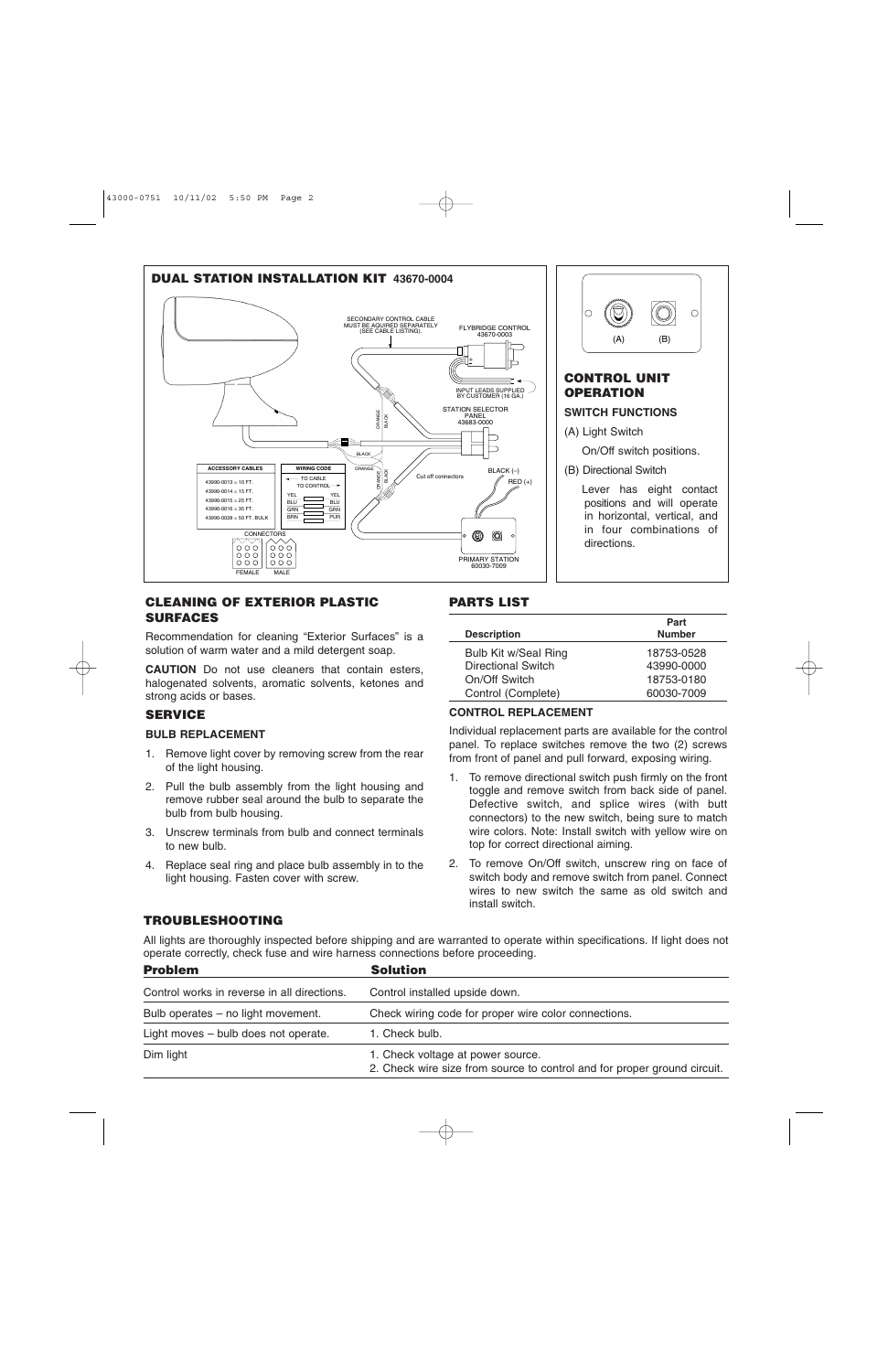## DUAL STATION INSTALLATION KIT 43670-0004

SECONDARY CONTROL CABLE MUST BE AQUIRED SEPARATELY (SEE CABLE LISTING).

FLYBRIDGE CONTROL 43670-0003

INPUT LEADS SUPPLIED BY CUSTOMER (16 GA.)

STATION SELECTOR PANEL 43683-0000

ORANGE BLACK

BLACK (–)

RED (+)

Cut off connectors

PRIMARY STATION 60030-7009

| ACCESSORY CABLES |
|---|
| 43990-0013 = 10 FT. |
| 43990-0014 = 15 FT. |
| 43990-0015 = 25 FT. |
| 43990-0016 = 35 FT. |
| 43990-0028 = 50 FT. BULK |

| WIRING CODE | |
|---|---|
| ◄ TO CABLE | TO CONTROL ► |
| YEL | YEL |
| BLU | BLU |
| GRN | GRN |
| BRN | PUR |

CONNECTORS

FEMALE MALE

## CONTROL UNIT OPERATION

(A) (B)

### SWITCH FUNCTIONS

(A) Light Switch

On/Off switch positions.

(B) Directional Switch

Lever has eight contact positions and will operate in horizontal, vertical, and in four combinations of directions.

## CLEANING OF EXTERIOR PLASTIC SURFACES

Recommendation for cleaning "Exterior Surfaces" is a solution of warm water and a mild detergent soap.

**CAUTION** Do not use cleaners that contain esters, halogenated solvents, aromatic solvents, ketones and strong acids or bases.

## SERVICE

### BULB REPLACEMENT

1. Remove light cover by removing screw from the rear of the light housing.
2. Pull the bulb assembly from the light housing and remove rubber seal around the bulb to separate the bulb from bulb housing.
3. Unscrew terminals from bulb and connect terminals to new bulb.
4. Replace seal ring and place bulb assembly in to the light housing. Fasten cover with screw.

## PARTS LIST

| Description | Part Number |
|---|---|
| Bulb Kit w/Seal Ring | 18753-0528 |
| Directional Switch | 43990-0000 |
| On/Off Switch | 18753-0180 |
| Control (Complete) | 60030-7009 |

### CONTROL REPLACEMENT

Individual replacement parts are available for the control panel. To replace switches remove the two (2) screws from front of panel and pull forward, exposing wiring.

1. To remove directional switch push firmly on the front toggle and remove switch from back side of panel. Defective switch, and splice wires (with butt connectors) to the new switch, being sure to match wire colors. Note: Install switch with yellow wire on top for correct directional aiming.
2. To remove On/Off switch, unscrew ring on face of switch body and remove switch from panel. Connect wires to new switch the same as old switch and install switch.

## TROUBLESHOOTING

All lights are thoroughly inspected before shipping and are warranted to operate within specifications. If light does not operate correctly, check fuse and wire harness connections before proceeding.

| Problem | Solution |
|---|---|
| Control works in reverse in all directions. | Control installed upside down. |
| Bulb operates – no light movement. | Check wiring code for proper wire color connections. |
| Light moves – bulb does not operate. | 1. Check bulb. |
| Dim light | 1. Check voltage at power source.<br>2. Check wire size from source to control and for proper ground circuit. |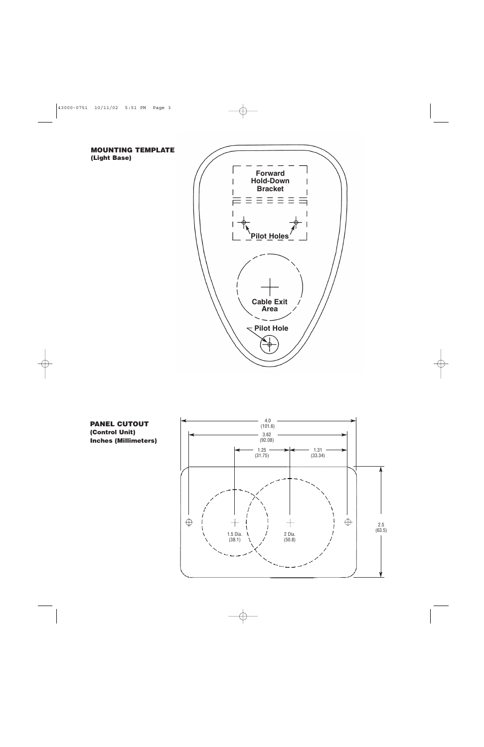**MOUNTING TEMPLATE**
**(Light Base)**

Forward Hold-Down Bracket

Pilot Holes

Cable Exit Area

Pilot Hole

**PANEL CUTOUT**
**(Control Unit)**
**Inches (Millimeters)**

4.0 (101.6)

3.62 (92.08)

1.25 (31.75)

1.31 (33.34)

2.5 (63.5)

1.5 Dia. (38.1)

2 Dia. (50.8)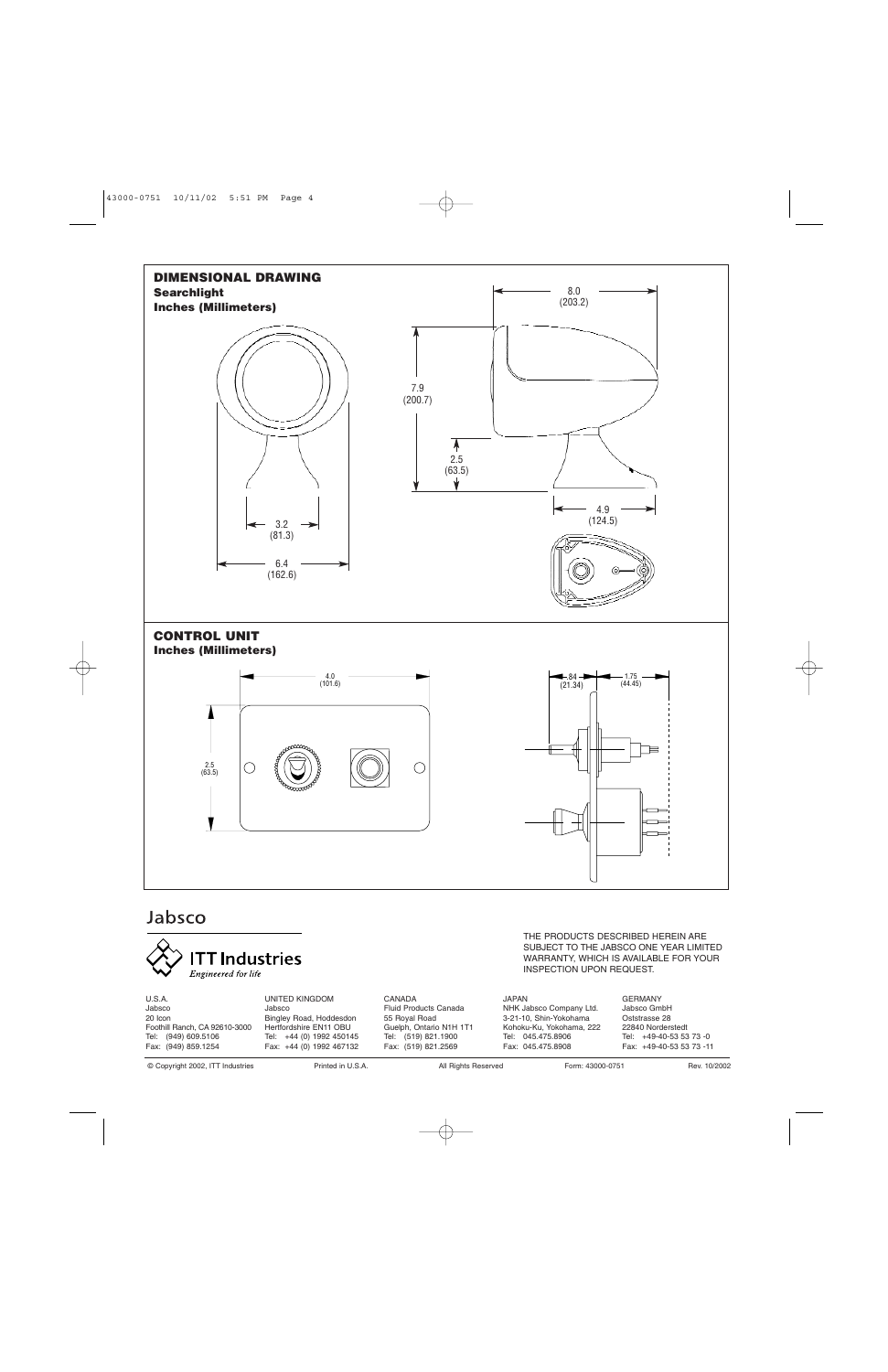## DIMENSIONAL DRAWING

### Searchlight

**Inches (Millimeters)**

8.0
(203.2)

7.9
(200.7)

2.5
(63.5)

3.2
(81.3)

6.4
(162.6)

4.9
(124.5)

## CONTROL UNIT

**Inches (Millimeters)**

4.0
(101.6)

2.5
(63.5)

.84
(21.34)

1.75
(44.45)

Jabsco

ITT Industries
*Engineered for life*

THE PRODUCTS DESCRIBED HEREIN ARE SUBJECT TO THE JABSCO ONE YEAR LIMITED WARRANTY, WHICH IS AVAILABLE FOR YOUR INSPECTION UPON REQUEST.

U.S.A.
Jabsco
20 Icon
Foothill Ranch, CA 92610-3000
Tel: (949) 609.5106
Fax: (949) 859.1254

UNITED KINGDOM
Jabsco
Bingley Road, Hoddesdon
Hertfordshire EN11 OBU
Tel: +44 (0) 1992 450145
Fax: +44 (0) 1992 467132

CANADA
Fluid Products Canada
55 Royal Road
Guelph, Ontario N1H 1T1
Tel: (519) 821.1900
Fax: (519) 821.2569

JAPAN
NHK Jabsco Company Ltd.
3-21-10, Shin-Yokohama
Kohoku-Ku, Yokohama, 222
Tel: 045.475.8906
Fax: 045.475.8908

GERMANY
Jabsco GmbH
Oststrasse 28
22840 Norderstedt
Tel: +49-40-53 53 73 -0
Fax: +49-40-53 53 73 -11

© Copyright 2002, ITT Industries    Printed in U.S.A.    All Rights Reserved    Form: 43000-0751    Rev. 10/2002